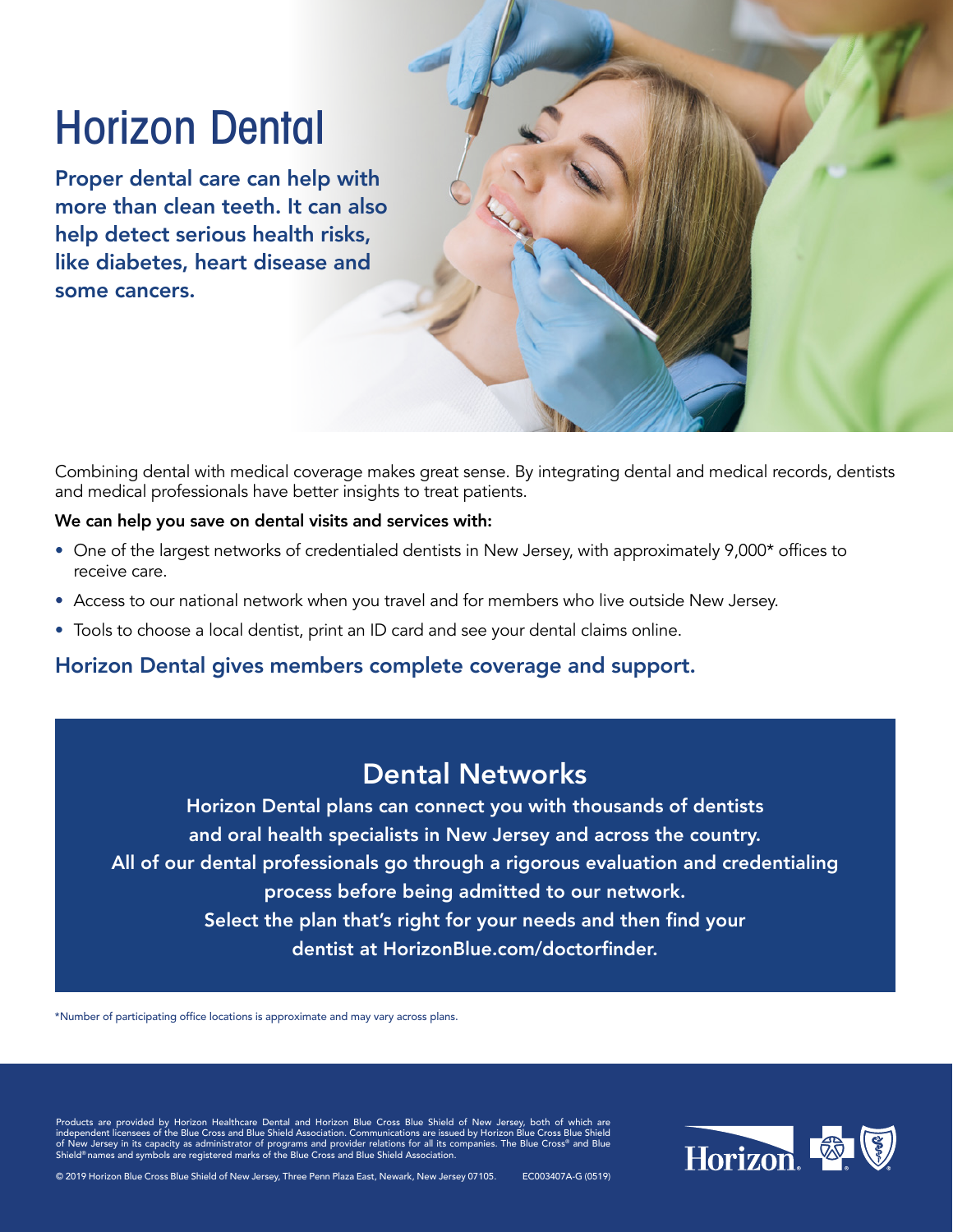# Horizon Dental

**Proper dental care can help with more than clean teeth. It can also help detect serious health risks, like diabetes, heart disease and some cancers.**

Combining dental with medical coverage makes great sense. By integrating dental and medical records, dentists and medical professionals have better insights to treat patients.

**We can help you save on dental visits and services with:**

- One of the largest networks of credentialed dentists in New Jersey, with approximately 9,000* offices to receive care.
- Access to our national network when you travel and for members who live outside New Jersey.
- Tools to choose a local dentist, print an ID card and see your dental claims online.

**Horizon Dental gives members complete coverage and support.**

## Dental Networks

**Horizon Dental plans can connect you with thousands of dentists and oral health specialists in New Jersey and across the country. All of our dental professionals go through a rigorous evaluation and credentialing process before being admitted to our network. Select the plan that's right for your needs and then find your dentist at HorizonBlue.com/doctorfinder.**

*Number of participating office locations is approximate and may vary across plans.

Products are provided by Horizon Healthcare Dental and Horizon Blue Cross Blue Shield of New Jersey, both of which are independent licensees of the Blue Cross and Blue Shield Association. Communications are issued by Horizon Blue Cross Blue Shield of New Jersey in its capacity as administrator of programs and provider relations for all its companies. The Blue Cross® and Blue Shield® names and symbols are registered marks of the Blue Cross and Blue Shield Association.

© 2019 Horizon Blue Cross Blue Shield of New Jersey, Three Penn Plaza East, Newark, New Jersey 07105. EC003407A-G (0519)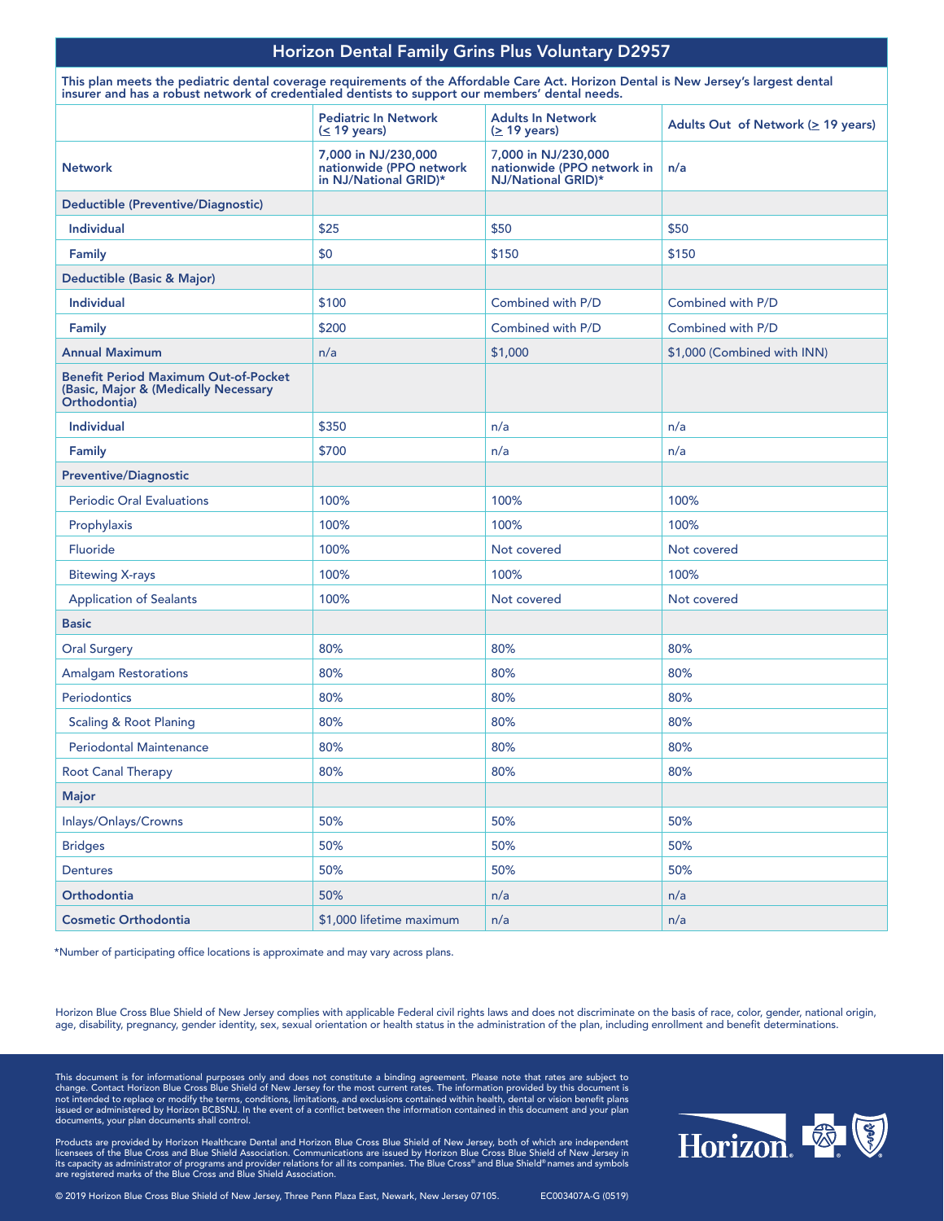# Horizon Dental Family Grins Plus Voluntary D2957

This plan meets the pediatric dental coverage requirements of the Affordable Care Act. Horizon Dental is New Jersey's largest dental insurer and has a robust network of credentialed dentists to support our members' dental needs.

| | Pediatric In Network (≤ 19 years) | Adults In Network (≥ 19 years) | Adults Out of Network (≥ 19 years) |
|---|---|---|---|
| **Network** | 7,000 in NJ/230,000 nationwide (PPO network in NJ/National GRID)* | 7,000 in NJ/230,000 nationwide (PPO network in NJ/National GRID)* | n/a |
| **Deductible (Preventive/Diagnostic)** | | | |
| Individual | $25 | $50 | $50 |
| Family | $0 | $150 | $150 |
| **Deductible (Basic & Major)** | | | |
| Individual | $100 | Combined with P/D | Combined with P/D |
| Family | $200 | Combined with P/D | Combined with P/D |
| **Annual Maximum** | n/a | $1,000 | $1,000 (Combined with INN) |
| **Benefit Period Maximum Out-of-Pocket (Basic, Major & (Medically Necessary Orthodontia)** | | | |
| Individual | $350 | n/a | n/a |
| Family | $700 | n/a | n/a |
| **Preventive/Diagnostic** | | | |
| Periodic Oral Evaluations | 100% | 100% | 100% |
| Prophylaxis | 100% | 100% | 100% |
| Fluoride | 100% | Not covered | Not covered |
| Bitewing X-rays | 100% | 100% | 100% |
| Application of Sealants | 100% | Not covered | Not covered |
| **Basic** | | | |
| Oral Surgery | 80% | 80% | 80% |
| Amalgam Restorations | 80% | 80% | 80% |
| Periodontics | 80% | 80% | 80% |
| Scaling & Root Planing | 80% | 80% | 80% |
| Periodontal Maintenance | 80% | 80% | 80% |
| Root Canal Therapy | 80% | 80% | 80% |
| **Major** | | | |
| Inlays/Onlays/Crowns | 50% | 50% | 50% |
| Bridges | 50% | 50% | 50% |
| Dentures | 50% | 50% | 50% |
| **Orthodontia** | 50% | n/a | n/a |
| **Cosmetic Orthodontia** | $1,000 lifetime maximum | n/a | n/a |

*Number of participating office locations is approximate and may vary across plans.

Horizon Blue Cross Blue Shield of New Jersey complies with applicable Federal civil rights laws and does not discriminate on the basis of race, color, gender, national origin, age, disability, pregnancy, gender identity, sex, sexual orientation or health status in the administration of the plan, including enrollment and benefit determinations.

This document is for informational purposes only and does not constitute a binding agreement. Please note that rates are subject to change. Contact Horizon Blue Cross Blue Shield of New Jersey for the most current rates. The information provided by this document is not intended to replace or modify the terms, conditions, limitations, and exclusions contained within health, dental or vision benefit plans issued or administered by Horizon BCBSNJ. In the event of a conflict between the information contained in this document and your plan documents, your plan documents shall control.

Products are provided by Horizon Healthcare Dental and Horizon Blue Cross Blue Shield of New Jersey, both of which are independent licensees of the Blue Cross and Blue Shield Association. Communications are issued by Horizon Blue Cross Blue Shield of New Jersey in its capacity as administrator of programs and provider relations for all its companies. The Blue Cross® and Blue Shield® names and symbols are registered marks of the Blue Cross and Blue Shield Association.

© 2019 Horizon Blue Cross Blue Shield of New Jersey, Three Penn Plaza East, Newark, New Jersey 07105. EC003407A-G (0519)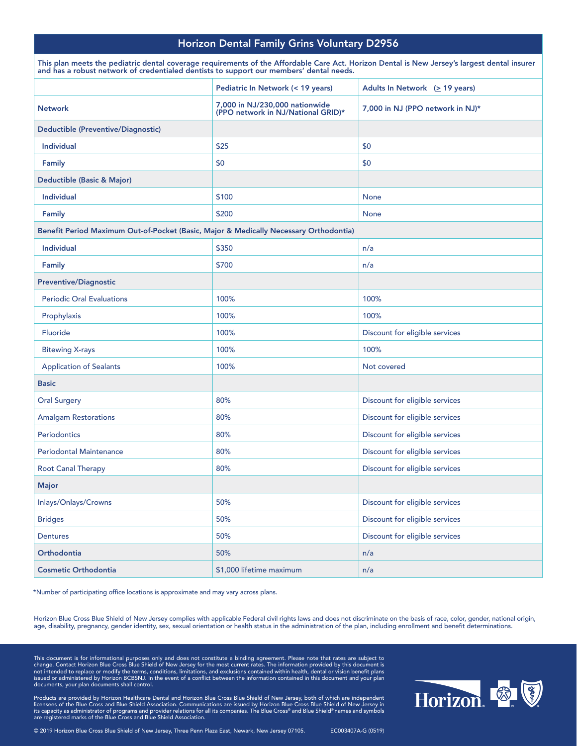## Horizon Dental Family Grins Voluntary D2956

This plan meets the pediatric dental coverage requirements of the Affordable Care Act. Horizon Dental is New Jersey's largest dental insurer and has a robust network of credentialed dentists to support our members' dental needs.

| | Pediatric In Network (< 19 years) | Adults In Network (≥ 19 years) |
|---|---|---|
| **Network** | 7,000 in NJ/230,000 nationwide (PPO network in NJ/National GRID)* | 7,000 in NJ (PPO network in NJ)* |
| **Deductible (Preventive/Diagnostic)** | | |
| Individual | $25 | $0 |
| Family | $0 | $0 |
| **Deductible (Basic & Major)** | | |
| Individual | $100 | None |
| Family | $200 | None |
| **Benefit Period Maximum Out-of-Pocket (Basic, Major & Medically Necessary Orthodontia)** | | |
| Individual | $350 | n/a |
| Family | $700 | n/a |
| **Preventive/Diagnostic** | | |
| Periodic Oral Evaluations | 100% | 100% |
| Prophylaxis | 100% | 100% |
| Fluoride | 100% | Discount for eligible services |
| Bitewing X-rays | 100% | 100% |
| Application of Sealants | 100% | Not covered |
| **Basic** | | |
| Oral Surgery | 80% | Discount for eligible services |
| Amalgam Restorations | 80% | Discount for eligible services |
| Periodontics | 80% | Discount for eligible services |
| Periodontal Maintenance | 80% | Discount for eligible services |
| Root Canal Therapy | 80% | Discount for eligible services |
| **Major** | | |
| Inlays/Onlays/Crowns | 50% | Discount for eligible services |
| Bridges | 50% | Discount for eligible services |
| Dentures | 50% | Discount for eligible services |
| **Orthodontia** | 50% | n/a |
| **Cosmetic Orthodontia** | $1,000 lifetime maximum | n/a |

*Number of participating office locations is approximate and may vary across plans.

Horizon Blue Cross Blue Shield of New Jersey complies with applicable Federal civil rights laws and does not discriminate on the basis of race, color, gender, national origin, age, disability, pregnancy, gender identity, sex, sexual orientation or health status in the administration of the plan, including enrollment and benefit determinations.

This document is for informational purposes only and does not constitute a binding agreement. Please note that rates are subject to change. Contact Horizon Blue Cross Blue Shield of New Jersey for the most current rates. The information provided by this document is not intended to replace or modify the terms, conditions, limitations, and exclusions contained within health, dental or vision benefit plans issued or administered by Horizon BCBSNJ. In the event of a conflict between the information contained in this document and your plan documents, your plan documents shall control.

Products are provided by Horizon Healthcare Dental and Horizon Blue Cross Blue Shield of New Jersey, both of which are independent licensees of the Blue Cross and Blue Shield Association. Communications are issued by Horizon Blue Cross Blue Shield of New Jersey in its capacity as administrator of programs and provider relations for all its companies. The Blue Cross® and Blue Shield® names and symbols are registered marks of the Blue Cross and Blue Shield Association.

© 2019 Horizon Blue Cross Blue Shield of New Jersey, Three Penn Plaza East, Newark, New Jersey 07105. EC003407A-G (0519)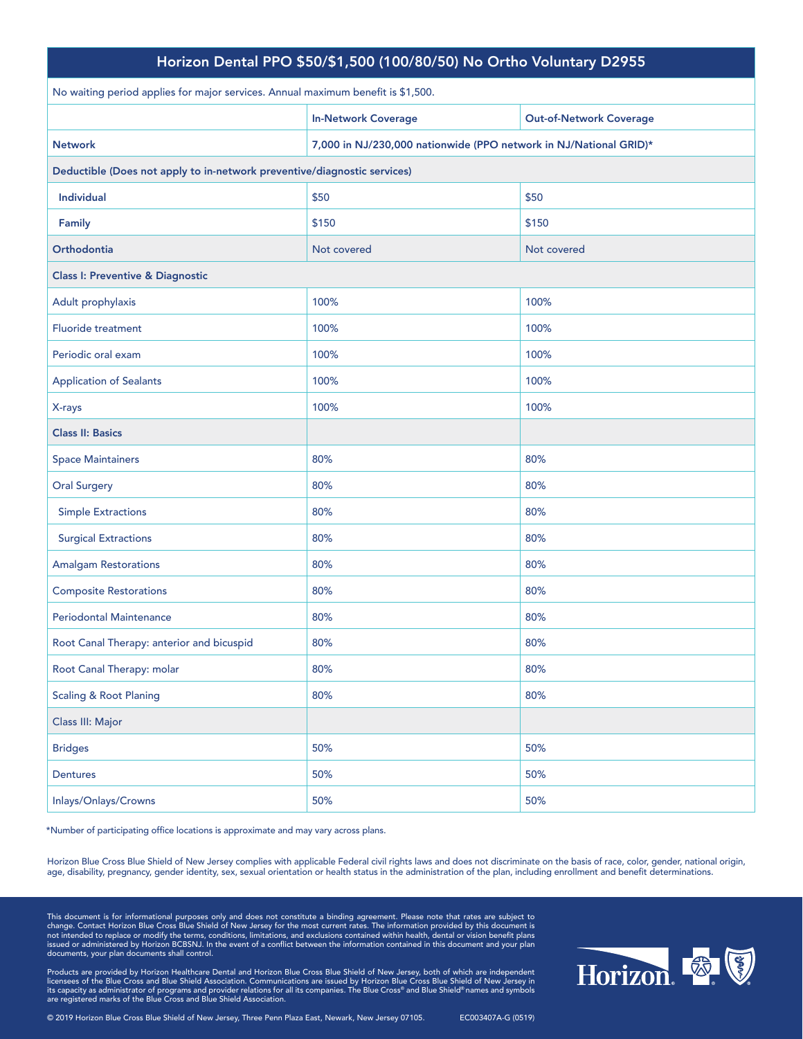## Horizon Dental PPO $50/$1,500 (100/80/50) No Ortho Voluntary D2955

No waiting period applies for major services. Annual maximum benefit is $1,500.

| | In-Network Coverage | Out-of-Network Coverage |
|---|---|---|
| **Network** | **7,000 in NJ/230,000 nationwide (PPO network in NJ/National GRID)*** | |
| **Deductible (Does not apply to in-network preventive/diagnostic services)** | | |
| **Individual** | $50 | $50 |
| **Family** | $150 | $150 |
| **Orthodontia** | Not covered | Not covered |
| **Class I: Preventive & Diagnostic** | | |
| Adult prophylaxis | 100% | 100% |
| Fluoride treatment | 100% | 100% |
| Periodic oral exam | 100% | 100% |
| Application of Sealants | 100% | 100% |
| X-rays | 100% | 100% |
| **Class II: Basics** | | |
| Space Maintainers | 80% | 80% |
| Oral Surgery | 80% | 80% |
| Simple Extractions | 80% | 80% |
| Surgical Extractions | 80% | 80% |
| Amalgam Restorations | 80% | 80% |
| Composite Restorations | 80% | 80% |
| Periodontal Maintenance | 80% | 80% |
| Root Canal Therapy: anterior and bicuspid | 80% | 80% |
| Root Canal Therapy: molar | 80% | 80% |
| Scaling & Root Planing | 80% | 80% |
| Class III: Major | | |
| Bridges | 50% | 50% |
| Dentures | 50% | 50% |
| Inlays/Onlays/Crowns | 50% | 50% |

*Number of participating office locations is approximate and may vary across plans.

Horizon Blue Cross Blue Shield of New Jersey complies with applicable Federal civil rights laws and does not discriminate on the basis of race, color, gender, national origin, age, disability, pregnancy, gender identity, sex, sexual orientation or health status in the administration of the plan, including enrollment and benefit determinations.

This document is for informational purposes only and does not constitute a binding agreement. Please note that rates are subject to change. Contact Horizon Blue Cross Blue Shield of New Jersey for the most current rates. The information provided by this document is not intended to replace or modify the terms, conditions, limitations, and exclusions contained within health, dental or vision benefit plans issued or administered by Horizon BCBSNJ. In the event of a conflict between the information contained in this document and your plan documents, your plan documents shall control.

Products are provided by Horizon Healthcare Dental and Horizon Blue Cross Blue Shield of New Jersey, both of which are independent licensees of the Blue Cross and Blue Shield Association. Communications are issued by Horizon Blue Cross Blue Shield of New Jersey in its capacity as administrator of programs and provider relations for all its companies. The Blue Cross® and Blue Shield® names and symbols are registered marks of the Blue Cross and Blue Shield Association.

© 2019 Horizon Blue Cross Blue Shield of New Jersey, Three Penn Plaza East, Newark, New Jersey 07105. EC003407A-G (0519)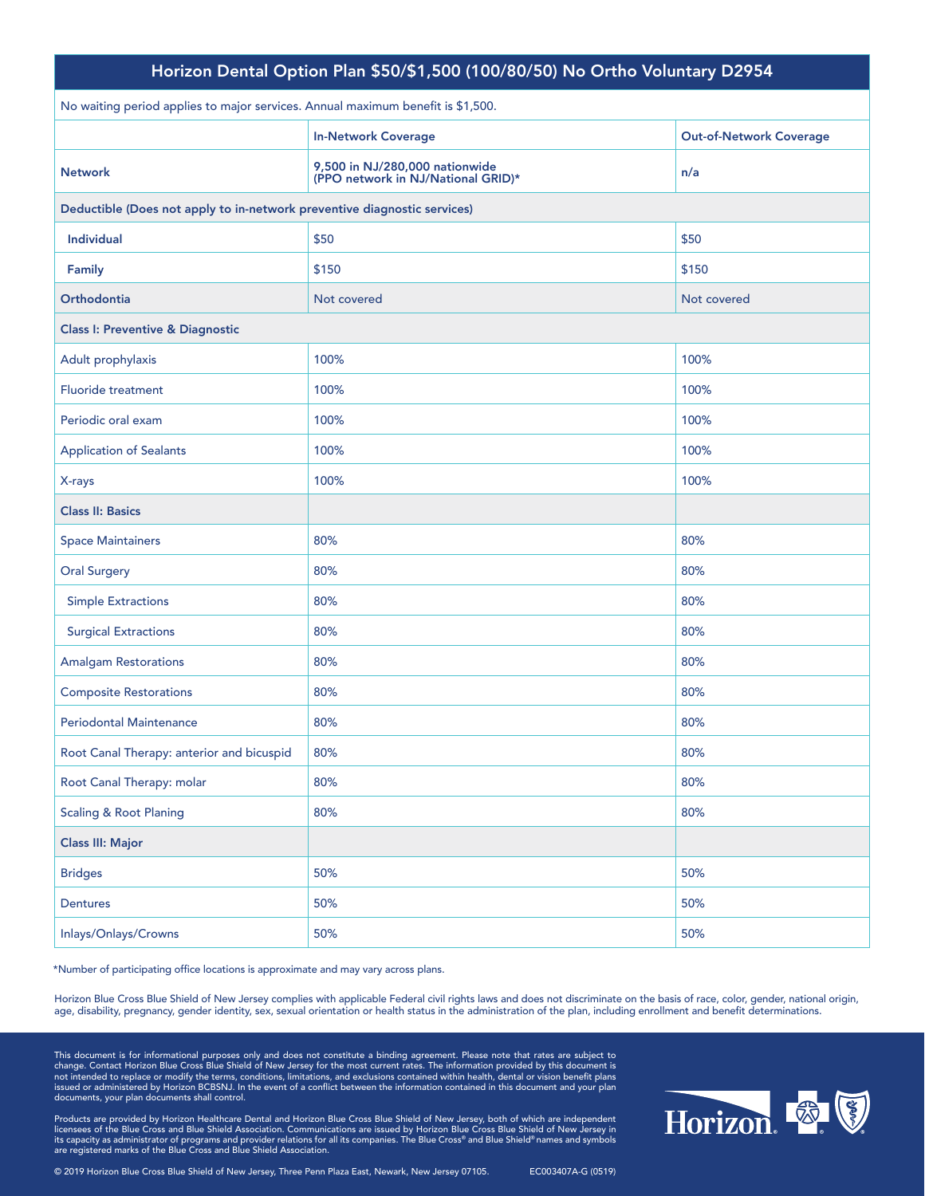## Horizon Dental Option Plan $50/$1,500 (100/80/50) No Ortho Voluntary D2954

No waiting period applies to major services. Annual maximum benefit is $1,500.

| | In-Network Coverage | Out-of-Network Coverage |
|---|---|---|
| **Network** | 9,500 in NJ/280,000 nationwide (PPO network in NJ/National GRID)* | n/a |
| **Deductible (Does not apply to in-network preventive diagnostic services)** | | |
| **Individual** | $50 | $50 |
| **Family** | $150 | $150 |
| **Orthodontia** | Not covered | Not covered |
| **Class I: Preventive & Diagnostic** | | |
| Adult prophylaxis | 100% | 100% |
| Fluoride treatment | 100% | 100% |
| Periodic oral exam | 100% | 100% |
| Application of Sealants | 100% | 100% |
| X-rays | 100% | 100% |
| **Class II: Basics** | | |
| Space Maintainers | 80% | 80% |
| Oral Surgery | 80% | 80% |
| Simple Extractions | 80% | 80% |
| Surgical Extractions | 80% | 80% |
| Amalgam Restorations | 80% | 80% |
| Composite Restorations | 80% | 80% |
| Periodontal Maintenance | 80% | 80% |
| Root Canal Therapy: anterior and bicuspid | 80% | 80% |
| Root Canal Therapy: molar | 80% | 80% |
| Scaling & Root Planing | 80% | 80% |
| **Class III: Major** | | |
| Bridges | 50% | 50% |
| Dentures | 50% | 50% |
| Inlays/Onlays/Crowns | 50% | 50% |

*Number of participating office locations is approximate and may vary across plans.

Horizon Blue Cross Blue Shield of New Jersey complies with applicable Federal civil rights laws and does not discriminate on the basis of race, color, gender, national origin, age, disability, pregnancy, gender identity, sex, sexual orientation or health status in the administration of the plan, including enrollment and benefit determinations.

This document is for informational purposes only and does not constitute a binding agreement. Please note that rates are subject to change. Contact Horizon Blue Cross Blue Shield of New Jersey for the most current rates. The information provided by this document is not intended to replace or modify the terms, conditions, limitations, and exclusions contained within health, dental or vision benefit plans issued or administered by Horizon BCBSNJ. In the event of a conflict between the information contained in this document and your plan documents, your plan documents shall control.

Products are provided by Horizon Healthcare Dental and Horizon Blue Cross Blue Shield of New Jersey, both of which are independent licensees of the Blue Cross and Blue Shield Association. Communications are issued by Horizon Blue Cross Blue Shield of New Jersey in its capacity as administrator of programs and provider relations for all its companies. The Blue Cross® and Blue Shield® names and symbols are registered marks of the Blue Cross and Blue Shield Association.

© 2019 Horizon Blue Cross Blue Shield of New Jersey, Three Penn Plaza East, Newark, New Jersey 07105. EC003407A-G (0519)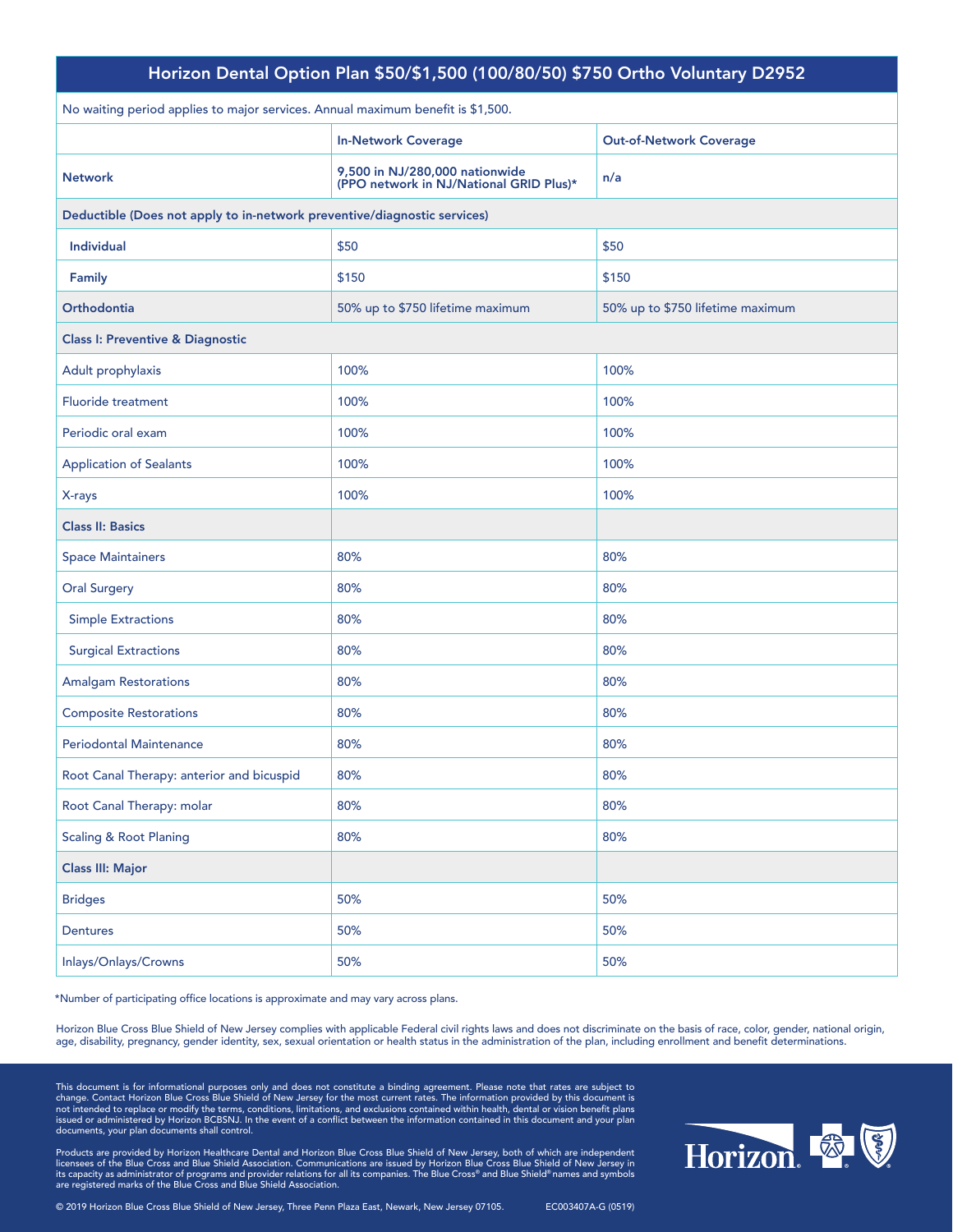| Horizon Dental Option Plan $50/$1,500 (100/80/50) $750 Ortho Voluntary D2952 | | |
|---|---|---|
| No waiting period applies to major services. Annual maximum benefit is $1,500. | | |
| | **In-Network Coverage** | **Out-of-Network Coverage** |
| **Network** | **9,500 in NJ/280,000 nationwide (PPO network in NJ/National GRID Plus)*** | **n/a** |
| **Deductible (Does not apply to in-network preventive/diagnostic services)** | | |
| **Individual** | $50 | $50 |
| **Family** | $150 | $150 |
| **Orthodontia** | 50% up to $750 lifetime maximum | 50% up to $750 lifetime maximum |
| **Class I: Preventive & Diagnostic** | | |
| Adult prophylaxis | 100% | 100% |
| Fluoride treatment | 100% | 100% |
| Periodic oral exam | 100% | 100% |
| Application of Sealants | 100% | 100% |
| X-rays | 100% | 100% |
| **Class II: Basics** | | |
| Space Maintainers | 80% | 80% |
| Oral Surgery | 80% | 80% |
| Simple Extractions | 80% | 80% |
| Surgical Extractions | 80% | 80% |
| Amalgam Restorations | 80% | 80% |
| Composite Restorations | 80% | 80% |
| Periodontal Maintenance | 80% | 80% |
| Root Canal Therapy: anterior and bicuspid | 80% | 80% |
| Root Canal Therapy: molar | 80% | 80% |
| Scaling & Root Planing | 80% | 80% |
| **Class III: Major** | | |
| Bridges | 50% | 50% |
| Dentures | 50% | 50% |
| Inlays/Onlays/Crowns | 50% | 50% |

*Number of participating office locations is approximate and may vary across plans.

Horizon Blue Cross Blue Shield of New Jersey complies with applicable Federal civil rights laws and does not discriminate on the basis of race, color, gender, national origin, age, disability, pregnancy, gender identity, sex, sexual orientation or health status in the administration of the plan, including enrollment and benefit determinations.

This document is for informational purposes only and does not constitute a binding agreement. Please note that rates are subject to change. Contact Horizon Blue Cross Blue Shield of New Jersey for the most current rates. The information provided by this document is not intended to replace or modify the terms, conditions, limitations, and exclusions contained within health, dental or vision benefit plans issued or administered by Horizon BCBSNJ. In the event of a conflict between the information contained in this document and your plan documents, your plan documents shall control.

Products are provided by Horizon Healthcare Dental and Horizon Blue Cross Blue Shield of New Jersey, both of which are independent licensees of the Blue Cross and Blue Shield Association. Communications are issued by Horizon Blue Cross Blue Shield of New Jersey in its capacity as administrator of programs and provider relations for all its companies. The Blue Cross® and Blue Shield® names and symbols are registered marks of the Blue Cross and Blue Shield Association.

© 2019 Horizon Blue Cross Blue Shield of New Jersey, Three Penn Plaza East, Newark, New Jersey 07105. EC003407A-G (0519)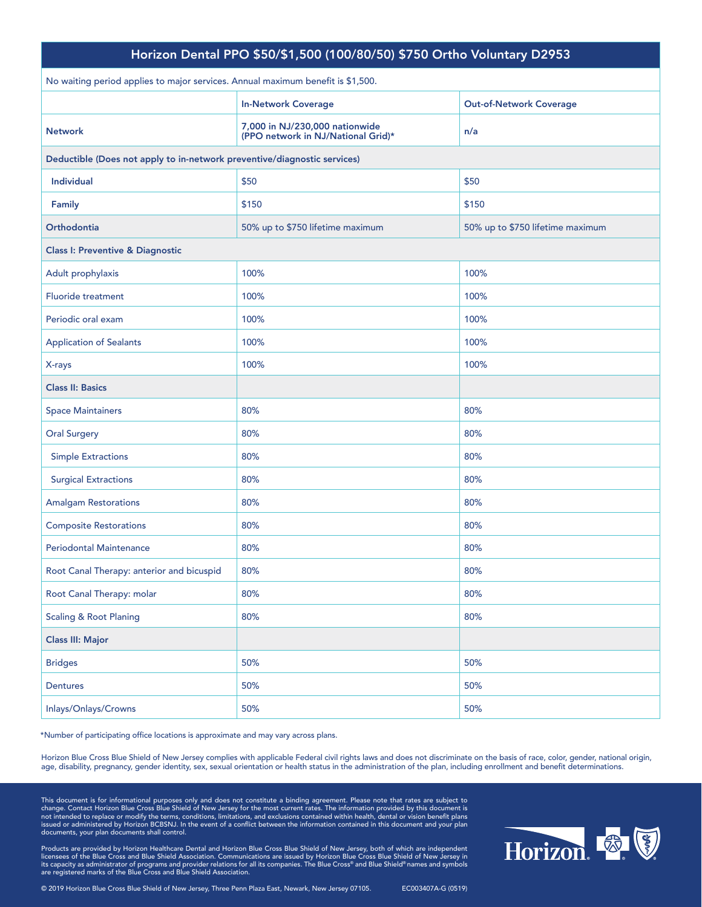# Horizon Dental PPO $50/$1,500 (100/80/50) $750 Ortho Voluntary D2953

No waiting period applies to major services. Annual maximum benefit is $1,500.

| | In-Network Coverage | Out-of-Network Coverage |
|---|---|---|
| **Network** | 7,000 in NJ/230,000 nationwide (PPO network in NJ/National Grid)* | n/a |
| **Deductible (Does not apply to in-network preventive/diagnostic services)** | | |
| Individual | $50 | $50 |
| Family | $150 | $150 |
| **Orthodontia** | 50% up to $750 lifetime maximum | 50% up to $750 lifetime maximum |
| **Class I: Preventive & Diagnostic** | | |
| Adult prophylaxis | 100% | 100% |
| Fluoride treatment | 100% | 100% |
| Periodic oral exam | 100% | 100% |
| Application of Sealants | 100% | 100% |
| X-rays | 100% | 100% |
| **Class II: Basics** | | |
| Space Maintainers | 80% | 80% |
| Oral Surgery | 80% | 80% |
| Simple Extractions | 80% | 80% |
| Surgical Extractions | 80% | 80% |
| Amalgam Restorations | 80% | 80% |
| Composite Restorations | 80% | 80% |
| Periodontal Maintenance | 80% | 80% |
| Root Canal Therapy: anterior and bicuspid | 80% | 80% |
| Root Canal Therapy: molar | 80% | 80% |
| Scaling & Root Planing | 80% | 80% |
| **Class III: Major** | | |
| Bridges | 50% | 50% |
| Dentures | 50% | 50% |
| Inlays/Onlays/Crowns | 50% | 50% |

*Number of participating office locations is approximate and may vary across plans.

Horizon Blue Cross Blue Shield of New Jersey complies with applicable Federal civil rights laws and does not discriminate on the basis of race, color, gender, national origin, age, disability, pregnancy, gender identity, sex, sexual orientation or health status in the administration of the plan, including enrollment and benefit determinations.

This document is for informational purposes only and does not constitute a binding agreement. Please note that rates are subject to change. Contact Horizon Blue Cross Blue Shield of New Jersey for the most current rates. The information provided by this document is not intended to replace or modify the terms, conditions, limitations, and exclusions contained within health, dental or vision benefit plans issued or administered by Horizon BCBSNJ. In the event of a conflict between the information contained in this document and your plan documents, your plan documents shall control.

Products are provided by Horizon Healthcare Dental and Horizon Blue Cross Blue Shield of New Jersey, both of which are independent licensees of the Blue Cross and Blue Shield Association. Communications are issued by Horizon Blue Cross Blue Shield of New Jersey in its capacity as administrator of programs and provider relations for all its companies. The Blue Cross® and Blue Shield® names and symbols are registered marks of the Blue Cross and Blue Shield Association.

© 2019 Horizon Blue Cross Blue Shield of New Jersey, Three Penn Plaza East, Newark, New Jersey 07105. EC003407A-G (0519)